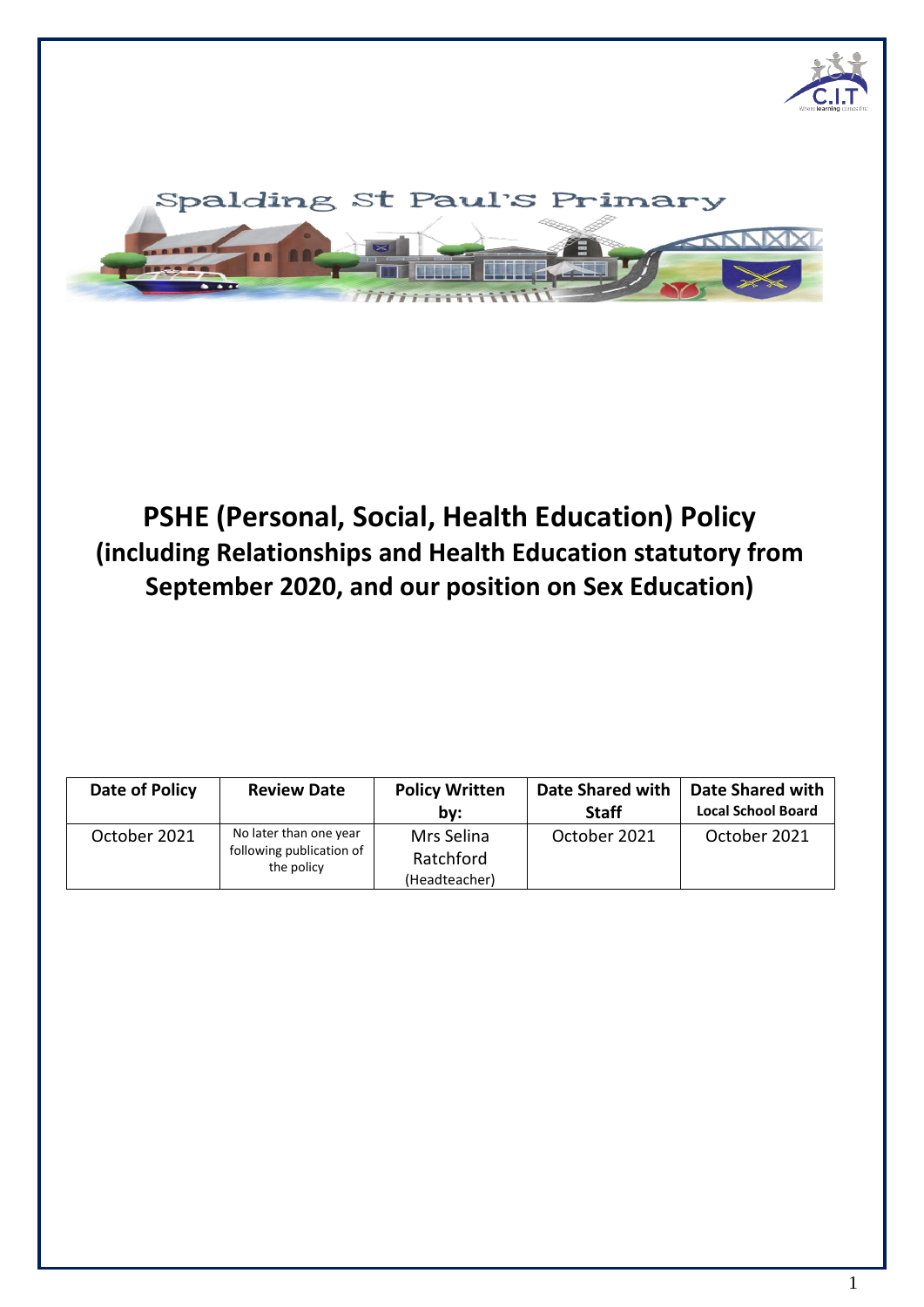Spalding St Paul's Primary

# PSHE (Personal, Social, Health Education) Policy
## (including Relationships and Health Education statutory from September 2020, and our position on Sex Education)

| Date of Policy | Review Date | Policy Written by: | Date Shared with Staff | Date Shared with Local School Board |
|---|---|---|---|---|
| October 2021 | No later than one year following publication of the policy | Mrs Selina Ratchford (Headteacher) | October 2021 | October 2021 |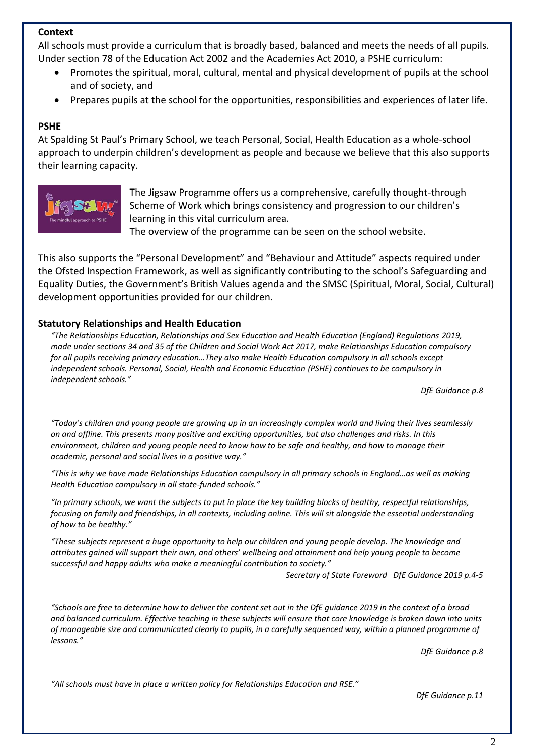**Context**

All schools must provide a curriculum that is broadly based, balanced and meets the needs of all pupils. Under section 78 of the Education Act 2002 and the Academies Act 2010, a PSHE curriculum:

- Promotes the spiritual, moral, cultural, mental and physical development of pupils at the school and of society, and
- Prepares pupils at the school for the opportunities, responsibilities and experiences of later life.

**PSHE**

At Spalding St Paul's Primary School, we teach Personal, Social, Health Education as a whole-school approach to underpin children's development as people and because we believe that this also supports their learning capacity.

The Jigsaw Programme offers us a comprehensive, carefully thought-through Scheme of Work which brings consistency and progression to our children's learning in this vital curriculum area.
The overview of the programme can be seen on the school website.

This also supports the "Personal Development" and "Behaviour and Attitude" aspects required under the Ofsted Inspection Framework, as well as significantly contributing to the school's Safeguarding and Equality Duties, the Government's British Values agenda and the SMSC (Spiritual, Moral, Social, Cultural) development opportunities provided for our children.

**Statutory Relationships and Health Education**

*"The Relationships Education, Relationships and Sex Education and Health Education (England) Regulations 2019, made under sections 34 and 35 of the Children and Social Work Act 2017, make Relationships Education compulsory for all pupils receiving primary education…They also make Health Education compulsory in all schools except independent schools. Personal, Social, Health and Economic Education (PSHE) continues to be compulsory in independent schools."*

*DfE Guidance p.8*

*"Today's children and young people are growing up in an increasingly complex world and living their lives seamlessly on and offline. This presents many positive and exciting opportunities, but also challenges and risks. In this environment, children and young people need to know how to be safe and healthy, and how to manage their academic, personal and social lives in a positive way."*

*"This is why we have made Relationships Education compulsory in all primary schools in England…as well as making Health Education compulsory in all state-funded schools."*

*"In primary schools, we want the subjects to put in place the key building blocks of healthy, respectful relationships, focusing on family and friendships, in all contexts, including online. This will sit alongside the essential understanding of how to be healthy."*

*"These subjects represent a huge opportunity to help our children and young people develop. The knowledge and attributes gained will support their own, and others' wellbeing and attainment and help young people to become successful and happy adults who make a meaningful contribution to society."*

*Secretary of State Foreword DfE Guidance 2019 p.4-5*

*"Schools are free to determine how to deliver the content set out in the DfE guidance 2019 in the context of a broad and balanced curriculum. Effective teaching in these subjects will ensure that core knowledge is broken down into units of manageable size and communicated clearly to pupils, in a carefully sequenced way, within a planned programme of lessons."*

*DfE Guidance p.8*

*"All schools must have in place a written policy for Relationships Education and RSE."*

*DfE Guidance p.11*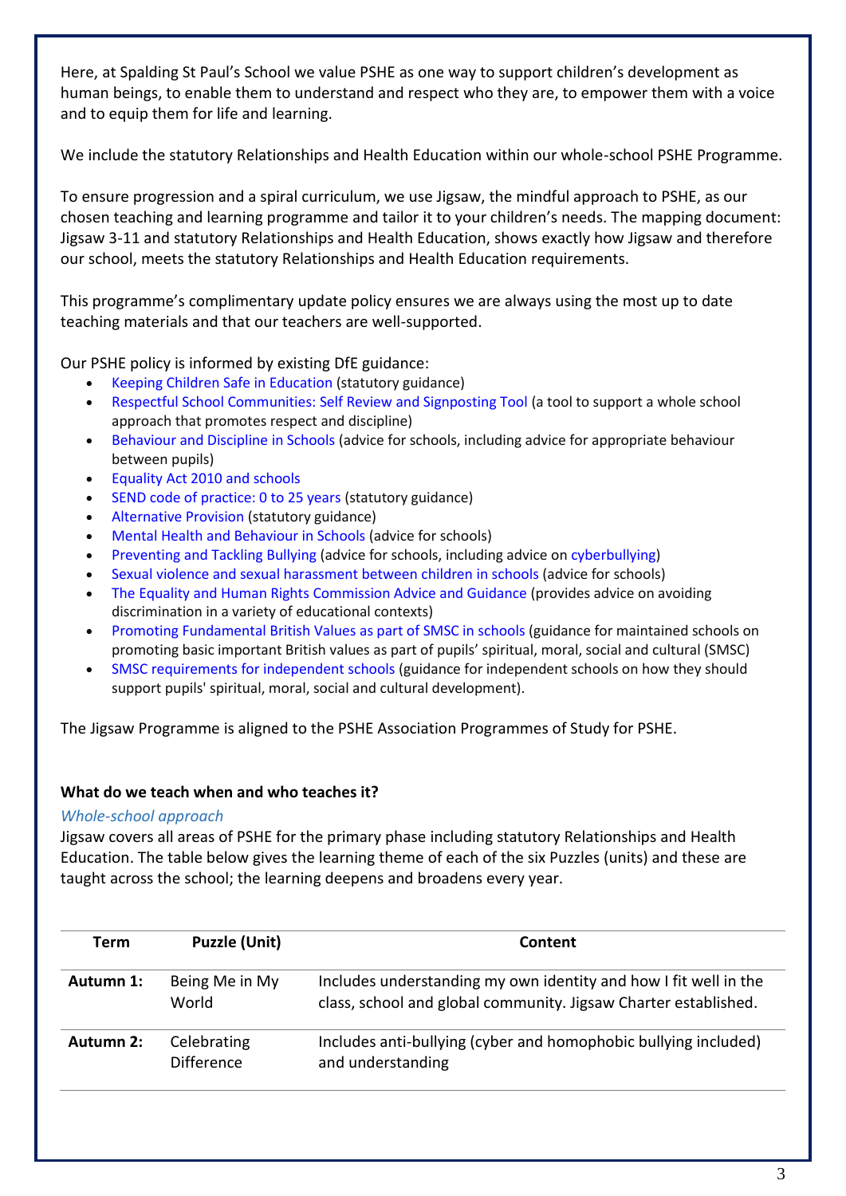Here, at Spalding St Paul's School we value PSHE as one way to support children's development as human beings, to enable them to understand and respect who they are, to empower them with a voice and to equip them for life and learning.

We include the statutory Relationships and Health Education within our whole-school PSHE Programme.

To ensure progression and a spiral curriculum, we use Jigsaw, the mindful approach to PSHE, as our chosen teaching and learning programme and tailor it to your children's needs. The mapping document: Jigsaw 3-11 and statutory Relationships and Health Education, shows exactly how Jigsaw and therefore our school, meets the statutory Relationships and Health Education requirements.

This programme's complimentary update policy ensures we are always using the most up to date teaching materials and that our teachers are well-supported.

Our PSHE policy is informed by existing DfE guidance:

- Keeping Children Safe in Education (statutory guidance)
- Respectful School Communities: Self Review and Signposting Tool (a tool to support a whole school approach that promotes respect and discipline)
- Behaviour and Discipline in Schools (advice for schools, including advice for appropriate behaviour between pupils)
- Equality Act 2010 and schools
- SEND code of practice: 0 to 25 years (statutory guidance)
- Alternative Provision (statutory guidance)
- Mental Health and Behaviour in Schools (advice for schools)
- Preventing and Tackling Bullying (advice for schools, including advice on cyberbullying)
- Sexual violence and sexual harassment between children in schools (advice for schools)
- The Equality and Human Rights Commission Advice and Guidance (provides advice on avoiding discrimination in a variety of educational contexts)
- Promoting Fundamental British Values as part of SMSC in schools (guidance for maintained schools on promoting basic important British values as part of pupils' spiritual, moral, social and cultural (SMSC)
- SMSC requirements for independent schools (guidance for independent schools on how they should support pupils' spiritual, moral, social and cultural development).

The Jigsaw Programme is aligned to the PSHE Association Programmes of Study for PSHE.

**What do we teach when and who teaches it?**

*Whole-school approach*

Jigsaw covers all areas of PSHE for the primary phase including statutory Relationships and Health Education. The table below gives the learning theme of each of the six Puzzles (units) and these are taught across the school; the learning deepens and broadens every year.

| Term | Puzzle (Unit) | Content |
|---|---|---|
| **Autumn 1:** | Being Me in My World | Includes understanding my own identity and how I fit well in the class, school and global community. Jigsaw Charter established. |
| **Autumn 2:** | Celebrating Difference | Includes anti-bullying (cyber and homophobic bullying included) and understanding |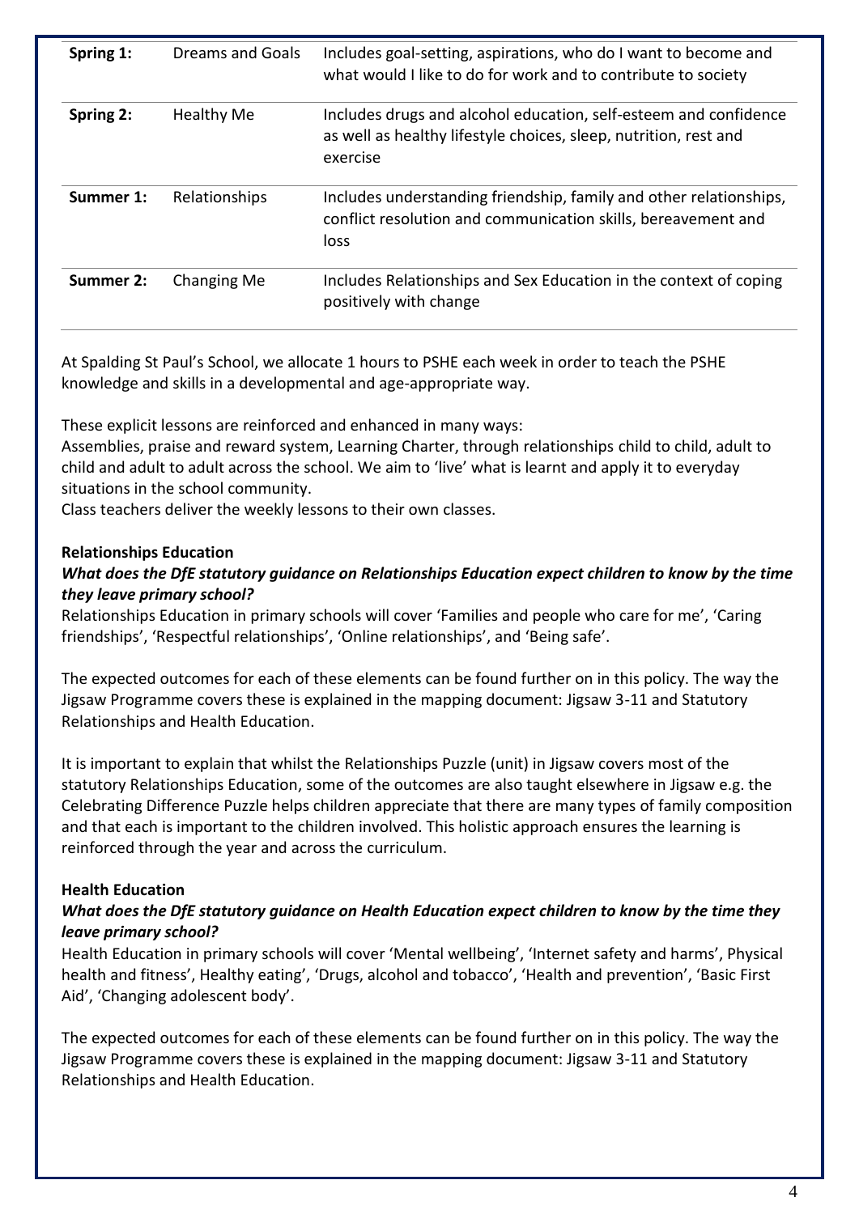| | | |
|---|---|---|
| **Spring 1:** | Dreams and Goals | Includes goal-setting, aspirations, who do I want to become and what would I like to do for work and to contribute to society |
| **Spring 2:** | Healthy Me | Includes drugs and alcohol education, self-esteem and confidence as well as healthy lifestyle choices, sleep, nutrition, rest and exercise |
| **Summer 1:** | Relationships | Includes understanding friendship, family and other relationships, conflict resolution and communication skills, bereavement and loss |
| **Summer 2:** | Changing Me | Includes Relationships and Sex Education in the context of coping positively with change |

At Spalding St Paul's School, we allocate 1 hours to PSHE each week in order to teach the PSHE knowledge and skills in a developmental and age-appropriate way.

These explicit lessons are reinforced and enhanced in many ways:
Assemblies, praise and reward system, Learning Charter, through relationships child to child, adult to child and adult to adult across the school. We aim to 'live' what is learnt and apply it to everyday situations in the school community.
Class teachers deliver the weekly lessons to their own classes.

**Relationships Education**

***What does the DfE statutory guidance on Relationships Education expect children to know by the time they leave primary school?***

Relationships Education in primary schools will cover 'Families and people who care for me', 'Caring friendships', 'Respectful relationships', 'Online relationships', and 'Being safe'.

The expected outcomes for each of these elements can be found further on in this policy. The way the Jigsaw Programme covers these is explained in the mapping document: Jigsaw 3-11 and Statutory Relationships and Health Education.

It is important to explain that whilst the Relationships Puzzle (unit) in Jigsaw covers most of the statutory Relationships Education, some of the outcomes are also taught elsewhere in Jigsaw e.g. the Celebrating Difference Puzzle helps children appreciate that there are many types of family composition and that each is important to the children involved. This holistic approach ensures the learning is reinforced through the year and across the curriculum.

**Health Education**

***What does the DfE statutory guidance on Health Education expect children to know by the time they leave primary school?***

Health Education in primary schools will cover 'Mental wellbeing', 'Internet safety and harms', Physical health and fitness', Healthy eating', 'Drugs, alcohol and tobacco', 'Health and prevention', 'Basic First Aid', 'Changing adolescent body'.

The expected outcomes for each of these elements can be found further on in this policy. The way the Jigsaw Programme covers these is explained in the mapping document: Jigsaw 3-11 and Statutory Relationships and Health Education.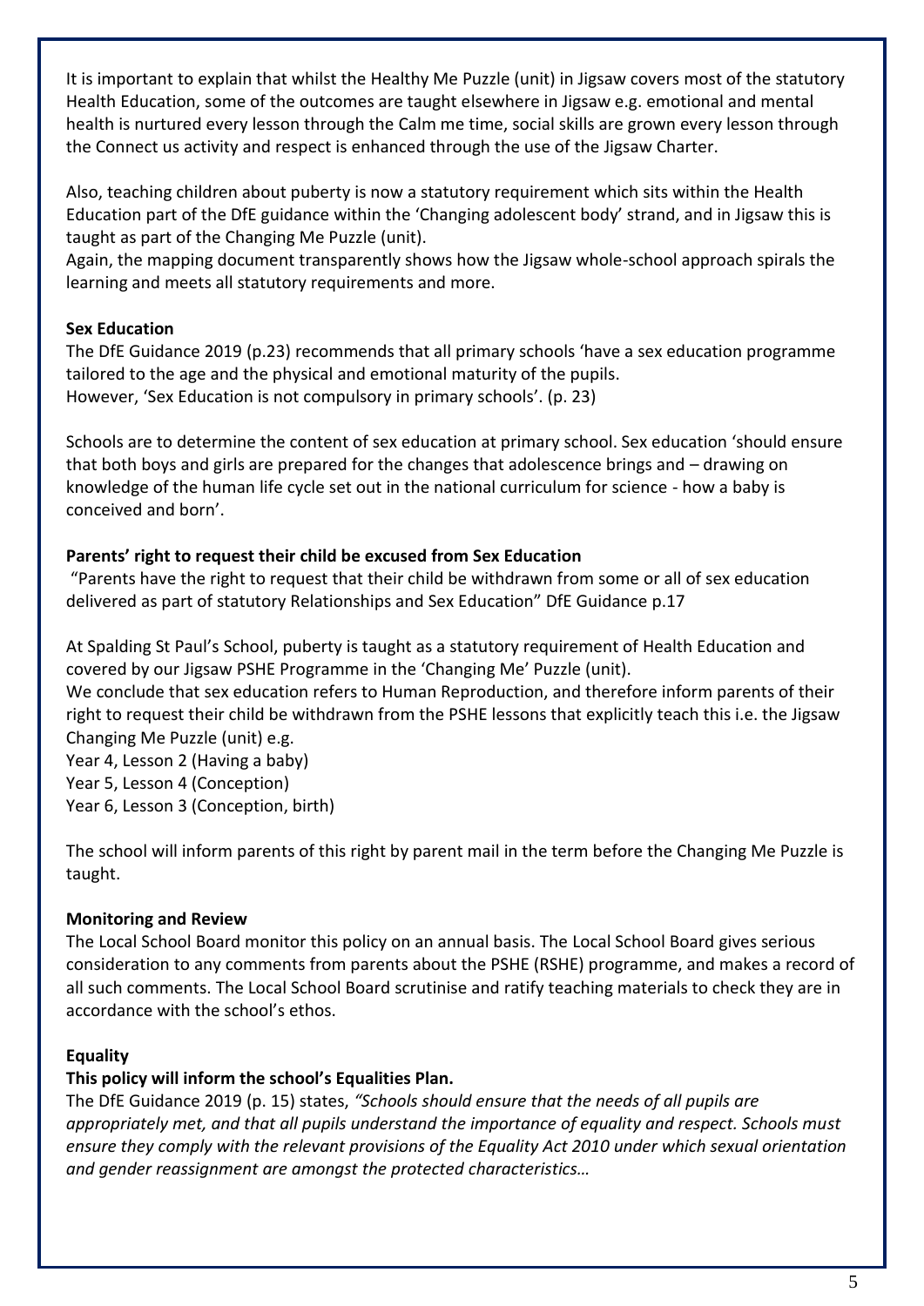It is important to explain that whilst the Healthy Me Puzzle (unit) in Jigsaw covers most of the statutory Health Education, some of the outcomes are taught elsewhere in Jigsaw e.g. emotional and mental health is nurtured every lesson through the Calm me time, social skills are grown every lesson through the Connect us activity and respect is enhanced through the use of the Jigsaw Charter.

Also, teaching children about puberty is now a statutory requirement which sits within the Health Education part of the DfE guidance within the 'Changing adolescent body' strand, and in Jigsaw this is taught as part of the Changing Me Puzzle (unit).
Again, the mapping document transparently shows how the Jigsaw whole-school approach spirals the learning and meets all statutory requirements and more.

**Sex Education**

The DfE Guidance 2019 (p.23) recommends that all primary schools 'have a sex education programme tailored to the age and the physical and emotional maturity of the pupils.
However, 'Sex Education is not compulsory in primary schools'. (p. 23)

Schools are to determine the content of sex education at primary school. Sex education 'should ensure that both boys and girls are prepared for the changes that adolescence brings and – drawing on knowledge of the human life cycle set out in the national curriculum for science - how a baby is conceived and born'.

**Parents' right to request their child be excused from Sex Education**

"Parents have the right to request that their child be withdrawn from some or all of sex education delivered as part of statutory Relationships and Sex Education" DfE Guidance p.17

At Spalding St Paul's School, puberty is taught as a statutory requirement of Health Education and covered by our Jigsaw PSHE Programme in the 'Changing Me' Puzzle (unit).
We conclude that sex education refers to Human Reproduction, and therefore inform parents of their right to request their child be withdrawn from the PSHE lessons that explicitly teach this i.e. the Jigsaw Changing Me Puzzle (unit) e.g.
Year 4, Lesson 2 (Having a baby)
Year 5, Lesson 4 (Conception)
Year 6, Lesson 3 (Conception, birth)

The school will inform parents of this right by parent mail in the term before the Changing Me Puzzle is taught.

**Monitoring and Review**

The Local School Board monitor this policy on an annual basis. The Local School Board gives serious consideration to any comments from parents about the PSHE (RSHE) programme, and makes a record of all such comments. The Local School Board scrutinise and ratify teaching materials to check they are in accordance with the school's ethos.

**Equality**

**This policy will inform the school's Equalities Plan.**

The DfE Guidance 2019 (p. 15) states, *"Schools should ensure that the needs of all pupils are appropriately met, and that all pupils understand the importance of equality and respect. Schools must ensure they comply with the relevant provisions of the Equality Act 2010 under which sexual orientation and gender reassignment are amongst the protected characteristics…*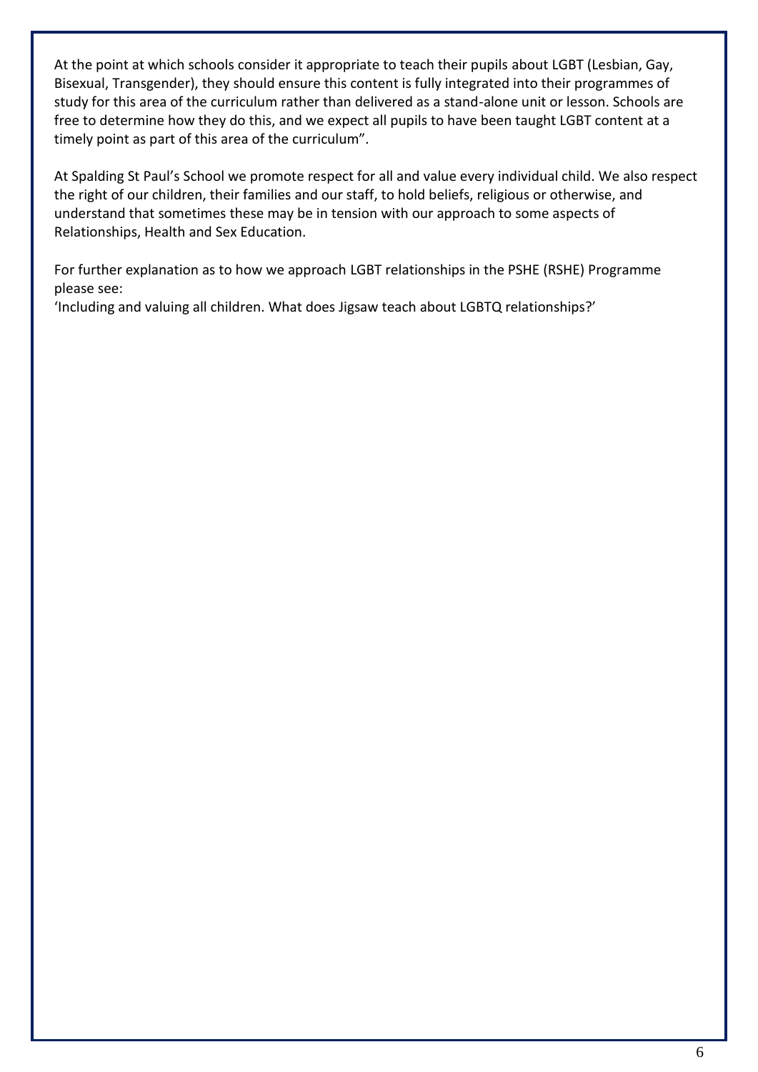At the point at which schools consider it appropriate to teach their pupils about LGBT (Lesbian, Gay, Bisexual, Transgender), they should ensure this content is fully integrated into their programmes of study for this area of the curriculum rather than delivered as a stand-alone unit or lesson. Schools are free to determine how they do this, and we expect all pupils to have been taught LGBT content at a timely point as part of this area of the curriculum".

At Spalding St Paul's School we promote respect for all and value every individual child. We also respect the right of our children, their families and our staff, to hold beliefs, religious or otherwise, and understand that sometimes these may be in tension with our approach to some aspects of Relationships, Health and Sex Education.

For further explanation as to how we approach LGBT relationships in the PSHE (RSHE) Programme please see:
'Including and valuing all children. What does Jigsaw teach about LGBTQ relationships?'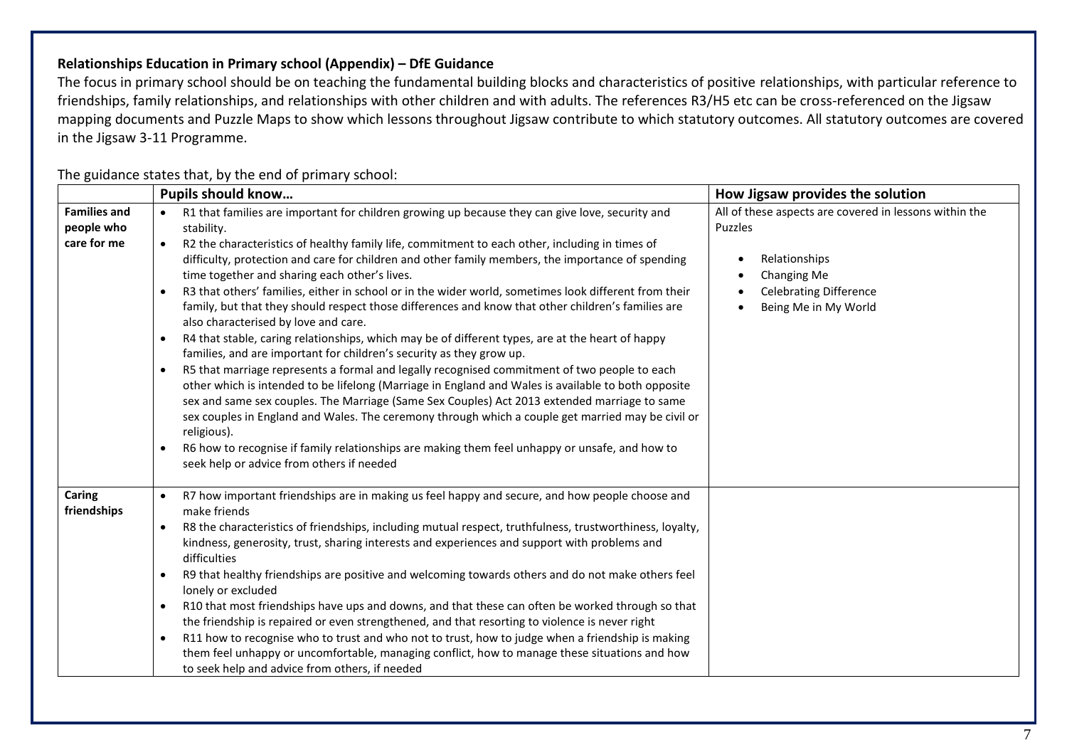**Relationships Education in Primary school (Appendix) – DfE Guidance**

The focus in primary school should be on teaching the fundamental building blocks and characteristics of positive relationships, with particular reference to friendships, family relationships, and relationships with other children and with adults. The references R3/H5 etc can be cross-referenced on the Jigsaw mapping documents and Puzzle Maps to show which lessons throughout Jigsaw contribute to which statutory outcomes. All statutory outcomes are covered in the Jigsaw 3-11 Programme.

The guidance states that, by the end of primary school:

| | Pupils should know… | How Jigsaw provides the solution |
|---|---|---|
| **Families and people who care for me** | • R1 that families are important for children growing up because they can give love, security and stability.<br>• R2 the characteristics of healthy family life, commitment to each other, including in times of difficulty, protection and care for children and other family members, the importance of spending time together and sharing each other's lives.<br>• R3 that others' families, either in school or in the wider world, sometimes look different from their family, but that they should respect those differences and know that other children's families are also characterised by love and care.<br>• R4 that stable, caring relationships, which may be of different types, are at the heart of happy families, and are important for children's security as they grow up.<br>• R5 that marriage represents a formal and legally recognised commitment of two people to each other which is intended to be lifelong (Marriage in England and Wales is available to both opposite sex and same sex couples. The Marriage (Same Sex Couples) Act 2013 extended marriage to same sex couples in England and Wales. The ceremony through which a couple get married may be civil or religious).<br>• R6 how to recognise if family relationships are making them feel unhappy or unsafe, and how to seek help or advice from others if needed | All of these aspects are covered in lessons within the Puzzles<br><br>• Relationships<br>• Changing Me<br>• Celebrating Difference<br>• Being Me in My World |
| **Caring friendships** | • R7 how important friendships are in making us feel happy and secure, and how people choose and make friends<br>• R8 the characteristics of friendships, including mutual respect, truthfulness, trustworthiness, loyalty, kindness, generosity, trust, sharing interests and experiences and support with problems and difficulties<br>• R9 that healthy friendships are positive and welcoming towards others and do not make others feel lonely or excluded<br>• R10 that most friendships have ups and downs, and that these can often be worked through so that the friendship is repaired or even strengthened, and that resorting to violence is never right<br>• R11 how to recognise who to trust and who not to trust, how to judge when a friendship is making them feel unhappy or uncomfortable, managing conflict, how to manage these situations and how to seek help and advice from others, if needed | |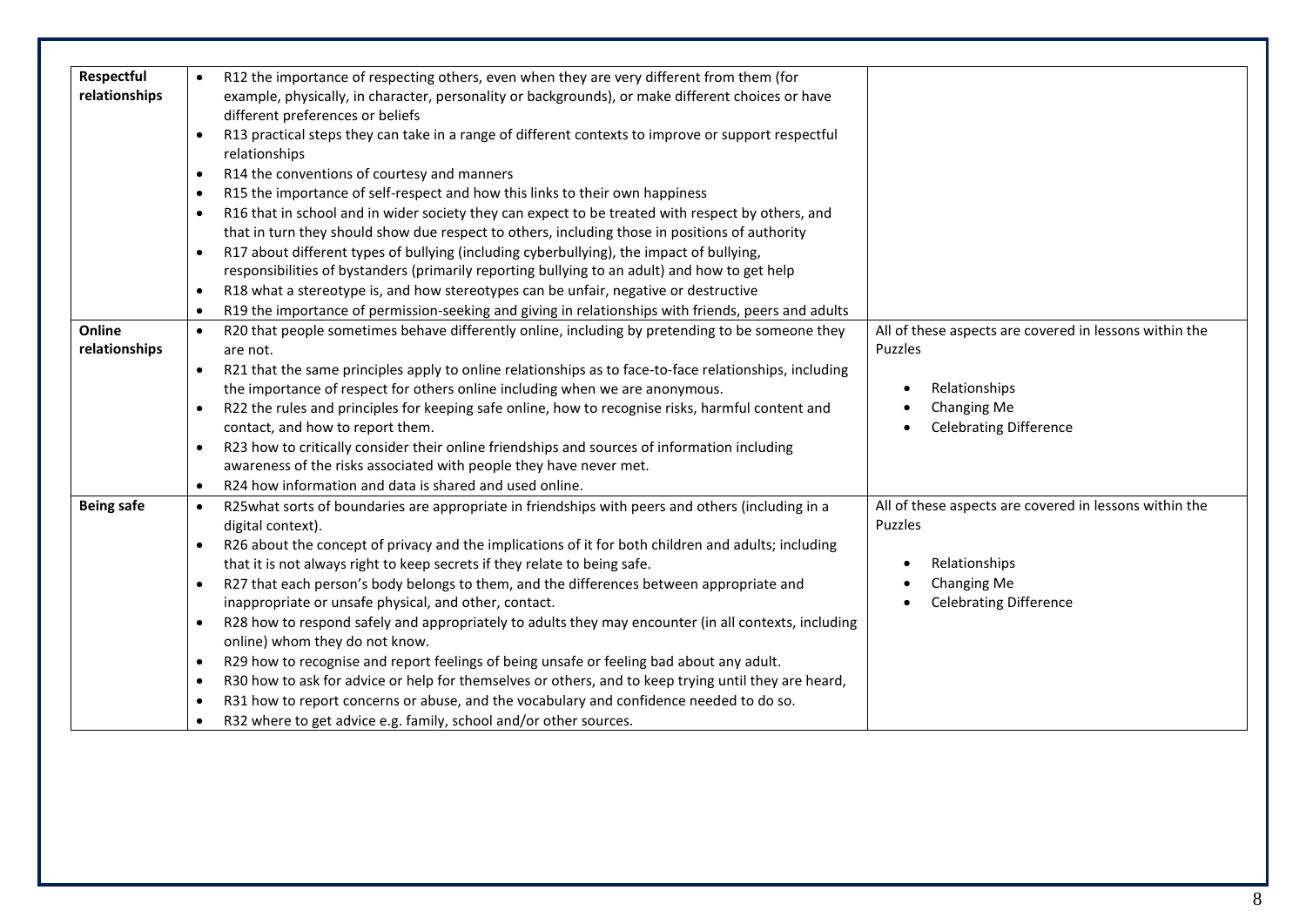| | | |
|---|---|---|
| **Respectful relationships** | • R12 the importance of respecting others, even when they are very different from them (for example, physically, in character, personality or backgrounds), or make different choices or have different preferences or beliefs<br>• R13 practical steps they can take in a range of different contexts to improve or support respectful relationships<br>• R14 the conventions of courtesy and manners<br>• R15 the importance of self-respect and how this links to their own happiness<br>• R16 that in school and in wider society they can expect to be treated with respect by others, and that in turn they should show due respect to others, including those in positions of authority<br>• R17 about different types of bullying (including cyberbullying), the impact of bullying, responsibilities of bystanders (primarily reporting bullying to an adult) and how to get help<br>• R18 what a stereotype is, and how stereotypes can be unfair, negative or destructive<br>• R19 the importance of permission-seeking and giving in relationships with friends, peers and adults | |
| **Online relationships** | • R20 that people sometimes behave differently online, including by pretending to be someone they are not.<br>• R21 that the same principles apply to online relationships as to face-to-face relationships, including the importance of respect for others online including when we are anonymous.<br>• R22 the rules and principles for keeping safe online, how to recognise risks, harmful content and contact, and how to report them.<br>• R23 how to critically consider their online friendships and sources of information including awareness of the risks associated with people they have never met.<br>• R24 how information and data is shared and used online. | All of these aspects are covered in lessons within the Puzzles<br>• Relationships<br>• Changing Me<br>• Celebrating Difference |
| **Being safe** | • R25what sorts of boundaries are appropriate in friendships with peers and others (including in a digital context).<br>• R26 about the concept of privacy and the implications of it for both children and adults; including that it is not always right to keep secrets if they relate to being safe.<br>• R27 that each person's body belongs to them, and the differences between appropriate and inappropriate or unsafe physical, and other, contact.<br>• R28 how to respond safely and appropriately to adults they may encounter (in all contexts, including online) whom they do not know.<br>• R29 how to recognise and report feelings of being unsafe or feeling bad about any adult.<br>• R30 how to ask for advice or help for themselves or others, and to keep trying until they are heard,<br>• R31 how to report concerns or abuse, and the vocabulary and confidence needed to do so.<br>• R32 where to get advice e.g. family, school and/or other sources. | All of these aspects are covered in lessons within the Puzzles<br>• Relationships<br>• Changing Me<br>• Celebrating Difference |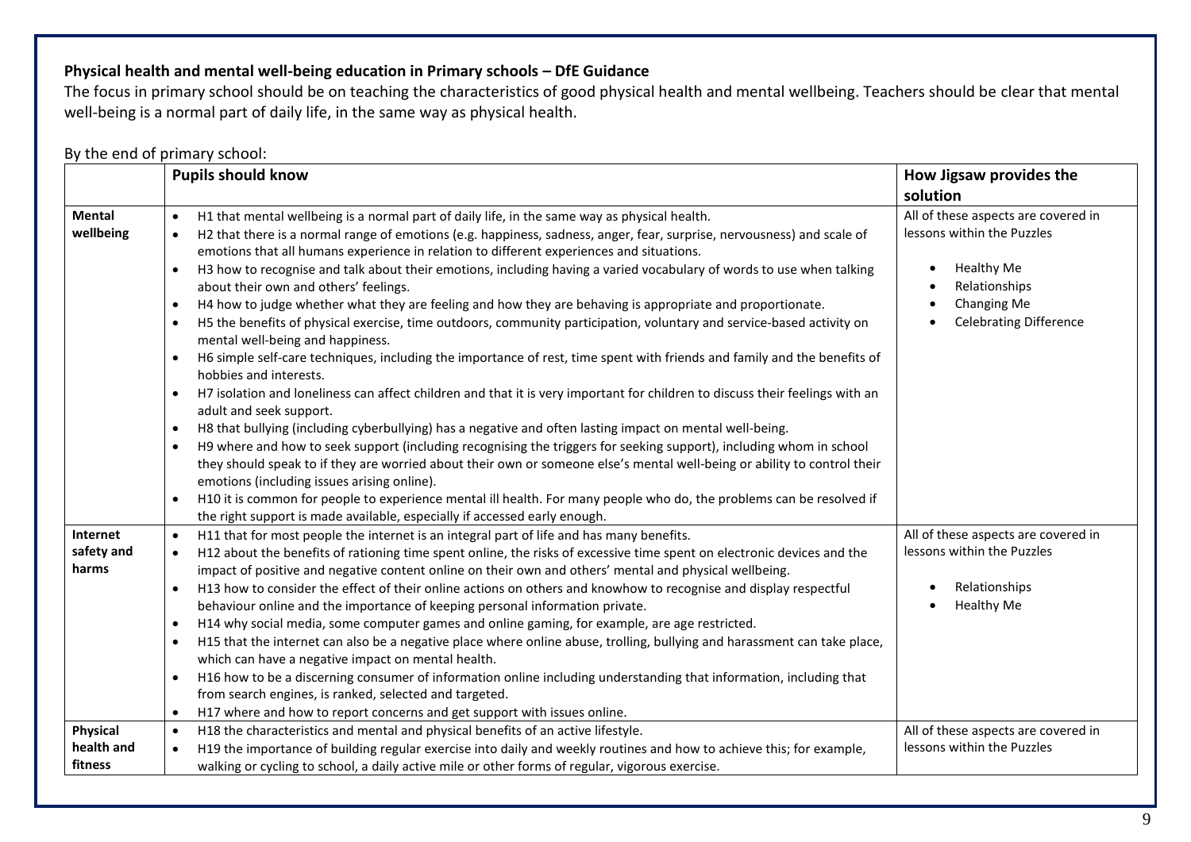**Physical health and mental well-being education in Primary schools – DfE Guidance**

The focus in primary school should be on teaching the characteristics of good physical health and mental wellbeing. Teachers should be clear that mental well-being is a normal part of daily life, in the same way as physical health.

By the end of primary school:

| | Pupils should know | How Jigsaw provides the solution |
|---|---|---|
| **Mental wellbeing** | • H1 that mental wellbeing is a normal part of daily life, in the same way as physical health.<br>• H2 that there is a normal range of emotions (e.g. happiness, sadness, anger, fear, surprise, nervousness) and scale of emotions that all humans experience in relation to different experiences and situations.<br>• H3 how to recognise and talk about their emotions, including having a varied vocabulary of words to use when talking about their own and others' feelings.<br>• H4 how to judge whether what they are feeling and how they are behaving is appropriate and proportionate.<br>• H5 the benefits of physical exercise, time outdoors, community participation, voluntary and service-based activity on mental well-being and happiness.<br>• H6 simple self-care techniques, including the importance of rest, time spent with friends and family and the benefits of hobbies and interests.<br>• H7 isolation and loneliness can affect children and that it is very important for children to discuss their feelings with an adult and seek support.<br>• H8 that bullying (including cyberbullying) has a negative and often lasting impact on mental well-being.<br>• H9 where and how to seek support (including recognising the triggers for seeking support), including whom in school they should speak to if they are worried about their own or someone else's mental well-being or ability to control their emotions (including issues arising online).<br>• H10 it is common for people to experience mental ill health. For many people who do, the problems can be resolved if the right support is made available, especially if accessed early enough. | All of these aspects are covered in lessons within the Puzzles<br><br>• Healthy Me<br>• Relationships<br>• Changing Me<br>• Celebrating Difference |
| **Internet safety and harms** | • H11 that for most people the internet is an integral part of life and has many benefits.<br>• H12 about the benefits of rationing time spent online, the risks of excessive time spent on electronic devices and the impact of positive and negative content online on their own and others' mental and physical wellbeing.<br>• H13 how to consider the effect of their online actions on others and knowhow to recognise and display respectful behaviour online and the importance of keeping personal information private.<br>• H14 why social media, some computer games and online gaming, for example, are age restricted.<br>• H15 that the internet can also be a negative place where online abuse, trolling, bullying and harassment can take place, which can have a negative impact on mental health.<br>• H16 how to be a discerning consumer of information online including understanding that information, including that from search engines, is ranked, selected and targeted.<br>• H17 where and how to report concerns and get support with issues online. | All of these aspects are covered in lessons within the Puzzles<br><br>• Relationships<br>• Healthy Me |
| **Physical health and fitness** | • H18 the characteristics and mental and physical benefits of an active lifestyle.<br>• H19 the importance of building regular exercise into daily and weekly routines and how to achieve this; for example, walking or cycling to school, a daily active mile or other forms of regular, vigorous exercise. | All of these aspects are covered in lessons within the Puzzles |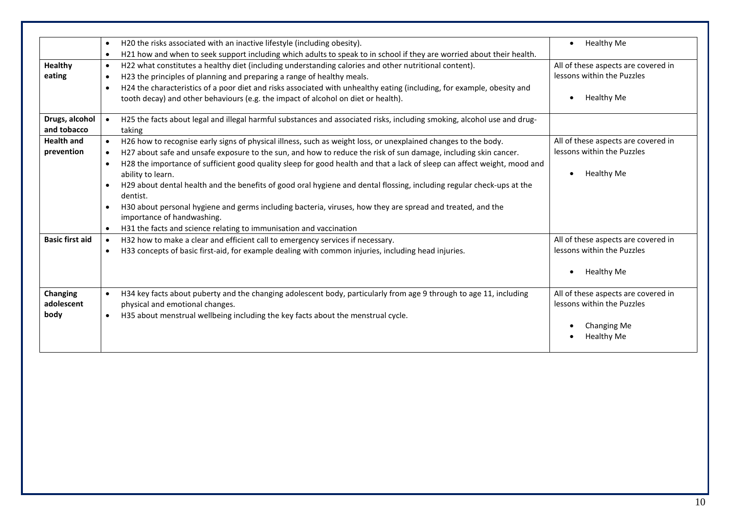| | | |
|---|---|---|
| | • H20 the risks associated with an inactive lifestyle (including obesity).<br>• H21 how and when to seek support including which adults to speak to in school if they are worried about their health. | • Healthy Me |
| **Healthy eating** | • H22 what constitutes a healthy diet (including understanding calories and other nutritional content).<br>• H23 the principles of planning and preparing a range of healthy meals.<br>• H24 the characteristics of a poor diet and risks associated with unhealthy eating (including, for example, obesity and tooth decay) and other behaviours (e.g. the impact of alcohol on diet or health). | All of these aspects are covered in lessons within the Puzzles<br><br>• Healthy Me |
| **Drugs, alcohol and tobacco** | • H25 the facts about legal and illegal harmful substances and associated risks, including smoking, alcohol use and drug-taking | |
| **Health and prevention** | • H26 how to recognise early signs of physical illness, such as weight loss, or unexplained changes to the body.<br>• H27 about safe and unsafe exposure to the sun, and how to reduce the risk of sun damage, including skin cancer.<br>• H28 the importance of sufficient good quality sleep for good health and that a lack of sleep can affect weight, mood and ability to learn.<br>• H29 about dental health and the benefits of good oral hygiene and dental flossing, including regular check-ups at the dentist.<br>• H30 about personal hygiene and germs including bacteria, viruses, how they are spread and treated, and the importance of handwashing.<br>• H31 the facts and science relating to immunisation and vaccination | All of these aspects are covered in lessons within the Puzzles<br><br>• Healthy Me |
| **Basic first aid** | • H32 how to make a clear and efficient call to emergency services if necessary.<br>• H33 concepts of basic first-aid, for example dealing with common injuries, including head injuries. | All of these aspects are covered in lessons within the Puzzles<br><br>• Healthy Me |
| **Changing adolescent body** | • H34 key facts about puberty and the changing adolescent body, particularly from age 9 through to age 11, including physical and emotional changes.<br>• H35 about menstrual wellbeing including the key facts about the menstrual cycle. | All of these aspects are covered in lessons within the Puzzles<br><br>• Changing Me<br>• Healthy Me |